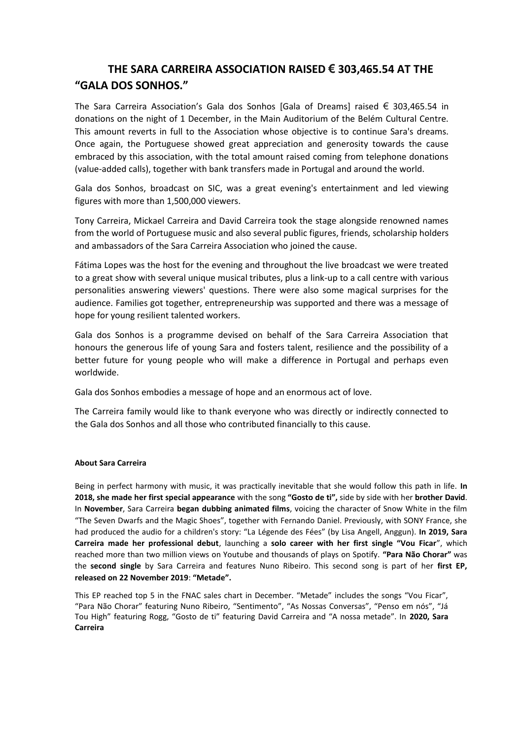# THE SARA CARREIRA ASSOCIATION RAISED € 303,465.54 AT THE "GALA DOS SONHOS."

The Sara Carreira Association's Gala dos Sonhos [Gala of Dreams] raised € 303,465.54 in donations on the night of 1 December, in the Main Auditorium of the Belém Cultural Centre. This amount reverts in full to the Association whose objective is to continue Sara's dreams. Once again, the Portuguese showed great appreciation and generosity towards the cause embraced by this association, with the total amount raised coming from telephone donations (value-added calls), together with bank transfers made in Portugal and around the world.

Gala dos Sonhos, broadcast on SIC, was a great evening's entertainment and led viewing figures with more than 1,500,000 viewers.

Tony Carreira, Mickael Carreira and David Carreira took the stage alongside renowned names from the world of Portuguese music and also several public figures, friends, scholarship holders and ambassadors of the Sara Carreira Association who joined the cause.

Fátima Lopes was the host for the evening and throughout the live broadcast we were treated to a great show with several unique musical tributes, plus a link-up to a call centre with various personalities answering viewers' questions. There were also some magical surprises for the audience. Families got together, entrepreneurship was supported and there was a message of hope for young resilient talented workers.

Gala dos Sonhos is a programme devised on behalf of the Sara Carreira Association that honours the generous life of young Sara and fosters talent, resilience and the possibility of a better future for young people who will make a difference in Portugal and perhaps even worldwide.

Gala dos Sonhos embodies a message of hope and an enormous act of love.

The Carreira family would like to thank everyone who was directly or indirectly connected to the Gala dos Sonhos and all those who contributed financially to this cause.

**About Sara Carreira**

Being in perfect harmony with music, it was practically inevitable that she would follow this path in life. **In 2018, she made her first special appearance** with the song **"Gosto de ti",** side by side with her **brother David**. In **November**, Sara Carreira **began dubbing animated films**, voicing the character of Snow White in the film "The Seven Dwarfs and the Magic Shoes", together with Fernando Daniel. Previously, with SONY France, she had produced the audio for a children's story: "La Légende des Fées" (by Lisa Angell, Anggun). **In 2019, Sara Carreira made her professional debut**, launching a **solo career with her first single "Vou Ficar"**, which reached more than two million views on Youtube and thousands of plays on Spotify. **"Para Não Chorar"** was the **second single** by Sara Carreira and features Nuno Ribeiro. This second song is part of her **first EP, released on 22 November 2019**: **"Metade".**

This EP reached top 5 in the FNAC sales chart in December. "Metade" includes the songs "Vou Ficar", "Para Não Chorar" featuring Nuno Ribeiro, "Sentimento", "As Nossas Conversas", "Penso em nós", "Já Tou High" featuring Rogg, "Gosto de ti" featuring David Carreira and "A nossa metade". In **2020, Sara Carreira**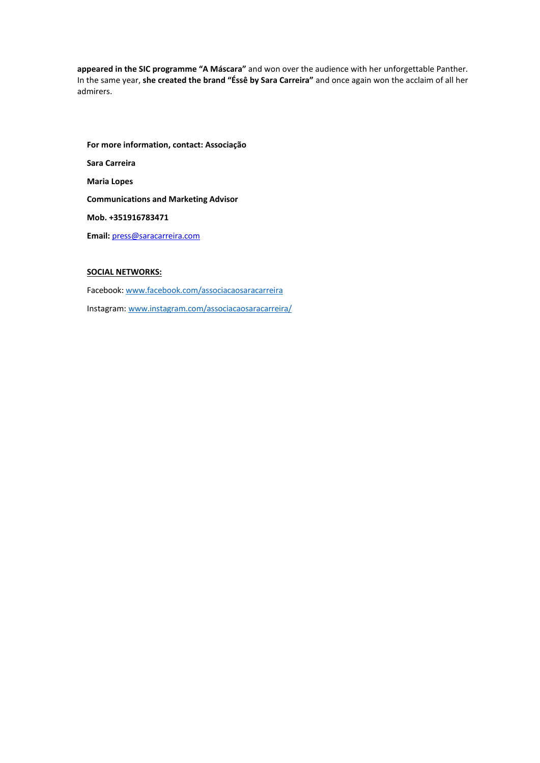**appeared in the SIC programme "A Máscara"** and won over the audience with her unforgettable Panther. In the same year, **she created the brand "Éssê by Sara Carreira"** and once again won the acclaim of all her admirers.

**For more information, contact: Associação**

**Sara Carreira**

**Maria Lopes**

**Communications and Marketing Advisor**

**Mob. +351916783471**

**Email:** press@saracarreira.com

**SOCIAL NETWORKS:**

Facebook: www.facebook.com/associacaosaracarreira

Instagram: www.instagram.com/associacaosaracarreira/